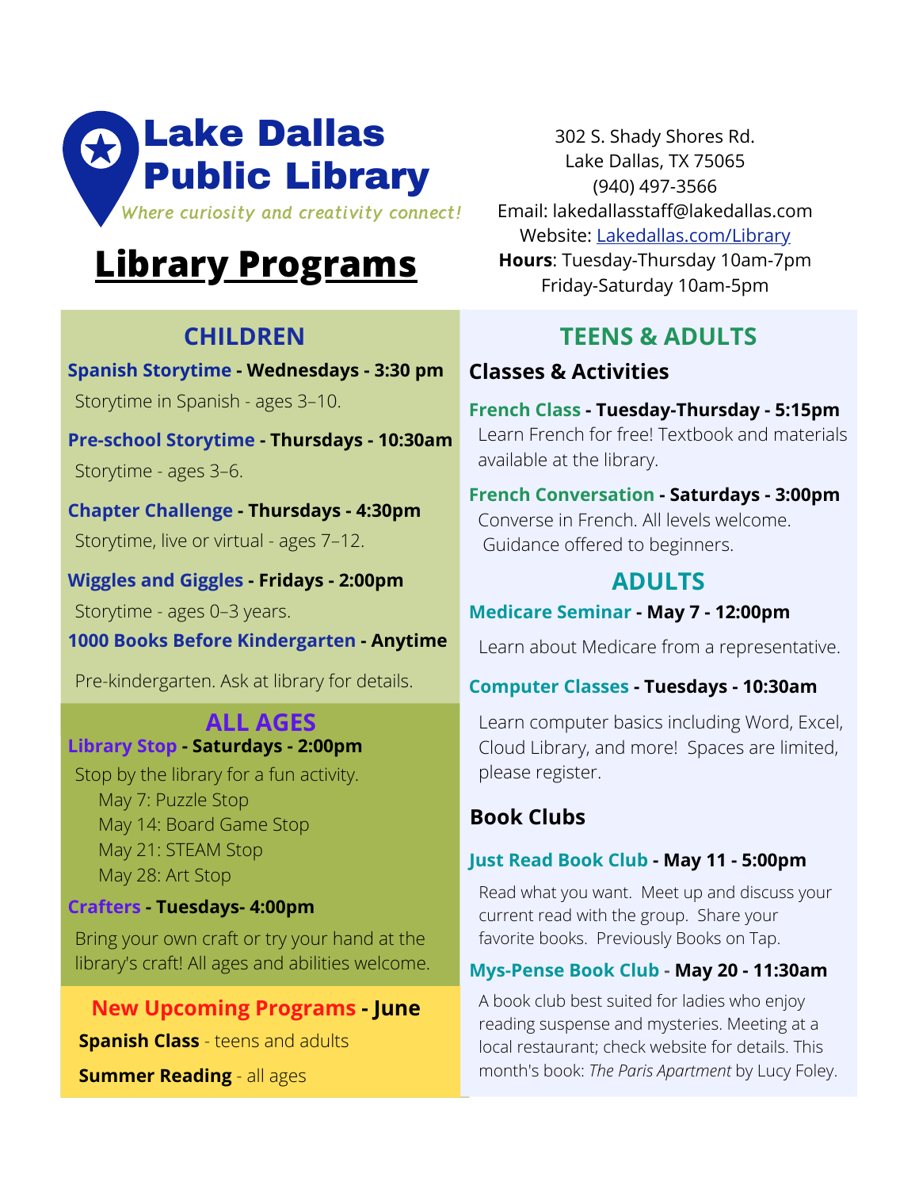# Lake Dallas Public Library

*Where curiosity and creativity connect!*

302 S. Shady Shores Rd.
Lake Dallas, TX 75065
(940) 497-3566
Email: lakedallasstaff@lakedallas.com
Website: [Lakedallas.com/Library](Lakedallas.com/Library)
**Hours**: Tuesday-Thursday 10am-7pm
Friday-Saturday 10am-5pm

# Library Programs

## CHILDREN

**Spanish Storytime - Wednesdays - 3:30 pm**
Storytime in Spanish - ages 3–10.

**Pre-school Storytime - Thursdays - 10:30am**
Storytime - ages 3–6.

**Chapter Challenge - Thursdays - 4:30pm**
Storytime, live or virtual - ages 7–12.

**Wiggles and Giggles - Fridays - 2:00pm**
Storytime - ages 0–3 years.

**1000 Books Before Kindergarten - Anytime**
Pre-kindergarten. Ask at library for details.

## ALL AGES

**Library Stop - Saturdays - 2:00pm**
Stop by the library for a fun activity.
- May 7: Puzzle Stop
- May 14: Board Game Stop
- May 21: STEAM Stop
- May 28: Art Stop

**Crafters - Tuesdays- 4:00pm**
Bring your own craft or try your hand at the library's craft! All ages and abilities welcome.

## New Upcoming Programs - June

**Spanish Class** - teens and adults

**Summer Reading** - all ages

## TEENS & ADULTS

### Classes & Activities

**French Class - Tuesday-Thursday - 5:15pm**
Learn French for free! Textbook and materials available at the library.

**French Conversation - Saturdays - 3:00pm**
Converse in French. All levels welcome. Guidance offered to beginners.

## ADULTS

**Medicare Seminar - May 7 - 12:00pm**
Learn about Medicare from a representative.

**Computer Classes - Tuesdays - 10:30am**
Learn computer basics including Word, Excel, Cloud Library, and more! Spaces are limited, please register.

### Book Clubs

**Just Read Book Club - May 11 - 5:00pm**
Read what you want. Meet up and discuss your current read with the group. Share your favorite books. Previously Books on Tap.

**Mys-Pense Book Club - May 20 - 11:30am**
A book club best suited for ladies who enjoy reading suspense and mysteries. Meeting at a local restaurant; check website for details. This month's book: *The Paris Apartment* by Lucy Foley.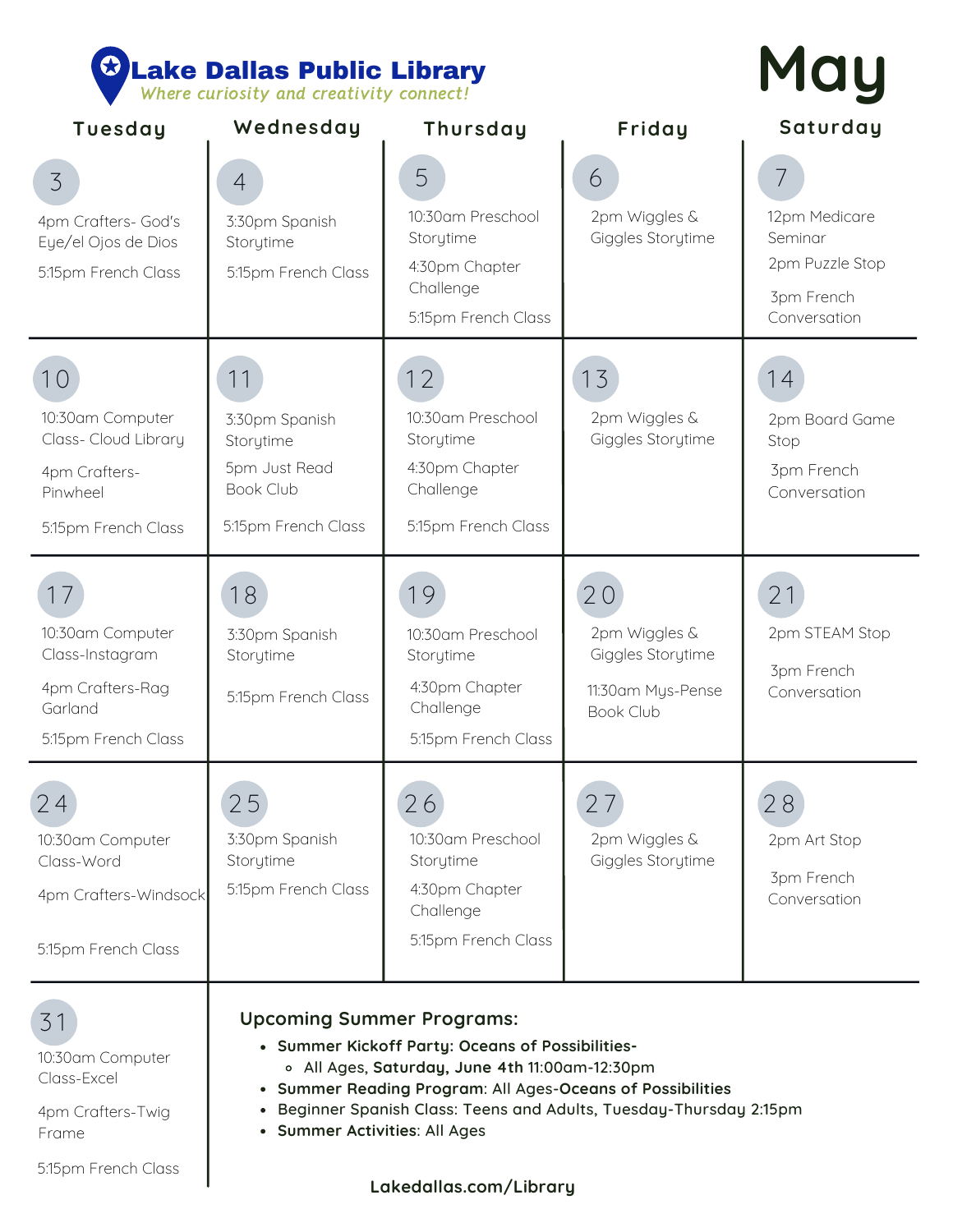# Lake Dallas Public Library

*Where curiosity and creativity connect!*

# May

| Tuesday | Wednesday | Thursday | Friday | Saturday |
|---|---|---|---|---|
| **3**<br>4pm Crafters- God's Eye/el Ojos de Dios<br>5:15pm French Class | **4**<br>3:30pm Spanish Storytime<br>5:15pm French Class | **5**<br>10:30am Preschool Storytime<br>4:30pm Chapter Challenge<br>5:15pm French Class | **6**<br>2pm Wiggles & Giggles Storytime | **7**<br>12pm Medicare Seminar<br>2pm Puzzle Stop<br>3pm French Conversation |
| **10**<br>10:30am Computer Class- Cloud Library<br>4pm Crafters- Pinwheel<br>5:15pm French Class | **11**<br>3:30pm Spanish Storytime<br>5pm Just Read Book Club<br>5:15pm French Class | **12**<br>10:30am Preschool Storytime<br>4:30pm Chapter Challenge<br>5:15pm French Class | **13**<br>2pm Wiggles & Giggles Storytime | **14**<br>2pm Board Game Stop<br>3pm French Conversation |
| **17**<br>10:30am Computer Class-Instagram<br>4pm Crafters-Rag Garland<br>5:15pm French Class | **18**<br>3:30pm Spanish Storytime<br>5:15pm French Class | **19**<br>10:30am Preschool Storytime<br>4:30pm Chapter Challenge<br>5:15pm French Class | **20**<br>2pm Wiggles & Giggles Storytime<br>11:30am Mys-Pense Book Club | **21**<br>2pm STEAM Stop<br>3pm French Conversation |
| **24**<br>10:30am Computer Class-Word<br>4pm Crafters-Windsock<br>5:15pm French Class | **25**<br>3:30pm Spanish Storytime<br>5:15pm French Class | **26**<br>10:30am Preschool Storytime<br>4:30pm Chapter Challenge<br>5:15pm French Class | **27**<br>2pm Wiggles & Giggles Storytime | **28**<br>2pm Art Stop<br>3pm French Conversation |
| **31**<br>10:30am Computer Class-Excel<br>4pm Crafters-Twig Frame<br>5:15pm French Class | | | | |

## Upcoming Summer Programs:

- **Summer Kickoff Party: Oceans of Possibilities-**
  - All Ages, **Saturday, June 4th** 11:00am-12:30pm
- **Summer Reading Program**: All Ages-**Oceans of Possibilities**
- Beginner Spanish Class: Teens and Adults, Tuesday-Thursday 2:15pm
- **Summer Activities**: All Ages

**Lakedallas.com/Library**